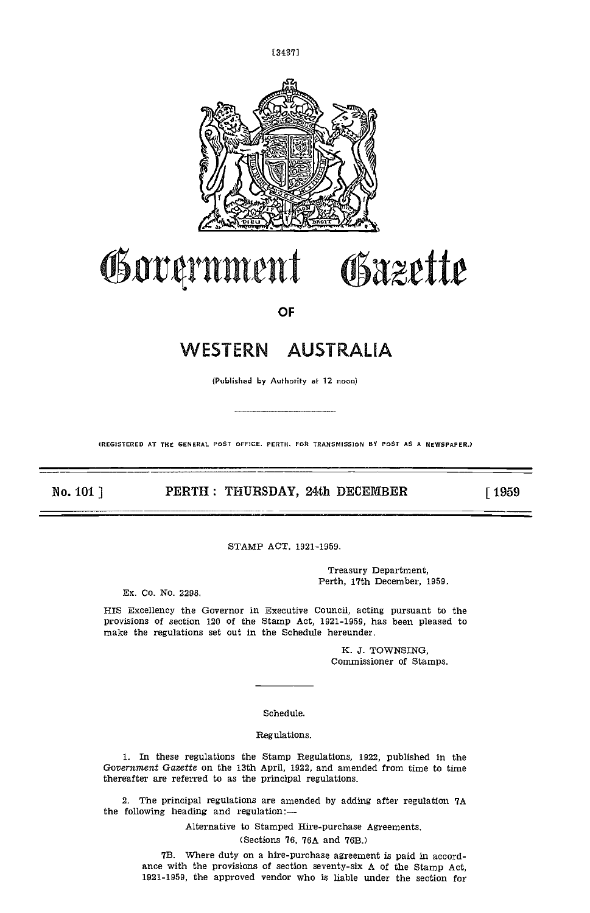# Government Gazette

OF

# WESTERN AUSTRALIA

(Published by Authority at 12 noon)

(REGISTERED AT THE GENERAL POST OFFICE, PERTH, FOR TRANSMISSION BY POST AS A NEWSPAPER.)

**No. 101 ] PERTH : THURSDAY, 24th DECEMBER [ 1959**

STAMP ACT, 1921-1959.

Treasury Department,
Perth, 17th December, 1959.

Ex. Co. No. 2298.

HIS Excellency the Governor in Executive Council, acting pursuant to the provisions of section 120 of the Stamp Act, 1921-1959, has been pleased to make the regulations set out in the Schedule hereunder.

K. J. TOWNSING,
Commissioner of Stamps.

Schedule.

Regulations.

1. In these regulations the Stamp Regulations, 1922, published in the *Government Gazette* on the 13th April, 1922, and amended from time to time thereafter are referred to as the principal regulations.

2. The principal regulations are amended by adding after regulation 7A the following heading and regulation:—

Alternative to Stamped Hire-purchase Agreements.
(Sections 76, 76A and 76B.)

7B. Where duty on a hire-purchase agreement is paid in accordance with the provisions of section seventy-six A of the Stamp Act, 1921-1959, the approved vendor who is liable under the section for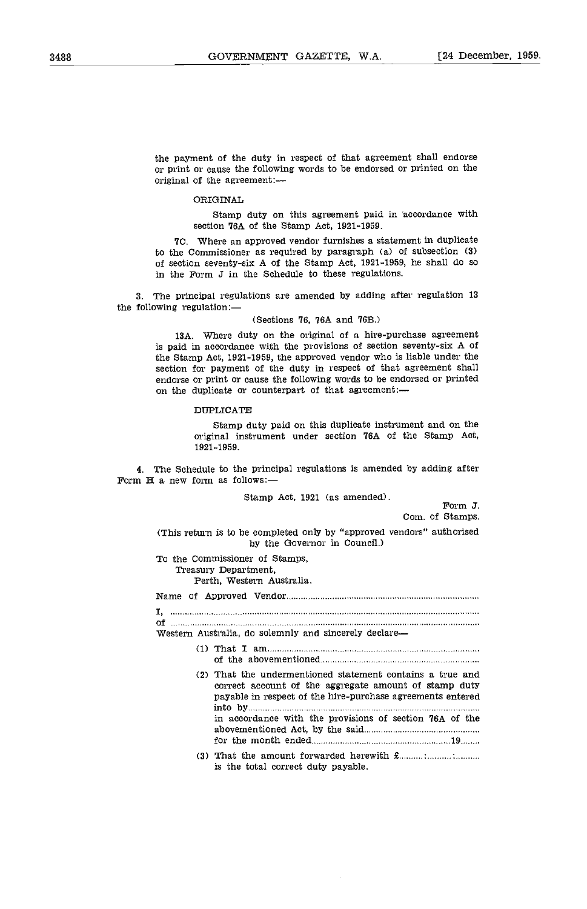the payment of the duty in respect of that agreement shall endorse or print or cause the following words to be endorsed or printed on the original of the agreement:—

ORIGINAL

Stamp duty on this agreement paid in accordance with section 76A of the Stamp Act, 1921-1959.

7C. Where an approved vendor furnishes a statement in duplicate to the Commissioner as required by paragraph (a) of subsection (3) of section seventy-six A of the Stamp Act, 1921-1959, he shall do so in the Form J in the Schedule to these regulations.

3. The principal regulations are amended by adding after regulation 13 the following regulation:—

(Sections 76, 76A and 76B.)

13A. Where duty on the original of a hire-purchase agreement is paid in accordance with the provisions of section seventy-six A of the Stamp Act, 1921-1959, the approved vendor who is liable under the section for payment of the duty in respect of that agreement shall endorse or print or cause the following words to be endorsed or printed on the duplicate or counterpart of that agreement:—

DUPLICATE

Stamp duty paid on this duplicate instrument and on the original instrument under section 76A of the Stamp Act, 1921-1959.

4. The Schedule to the principal regulations is amended by adding after Form H a new form as follows:—

Stamp Act, 1921 (as amended).

Form J.
Com. of Stamps.

(This return is to be completed only by "approved vendors" authorised by the Governor in Council.)

To the Commissioner of Stamps,
Treasury Department,
Perth, Western Australia.

Name of Approved Vendor..............................................................................

I, ..........................................................................................................................

of ........................................................................................................................

Western Australia, do solemnly and sincerely declare—

(1) That I am..........................................................................
of the abovementioned...........................................................

(2) That the undermentioned statement contains a true and correct account of the aggregate amount of stamp duty payable in respect of the hire-purchase agreements entered into by...................................................................................
in accordance with the provisions of section 76A of the abovementioned Act, by the said..............................................
for the month ended..........................................................19........

(3) That the amount forwarded herewith £..........:..........:..........
is the total correct duty payable.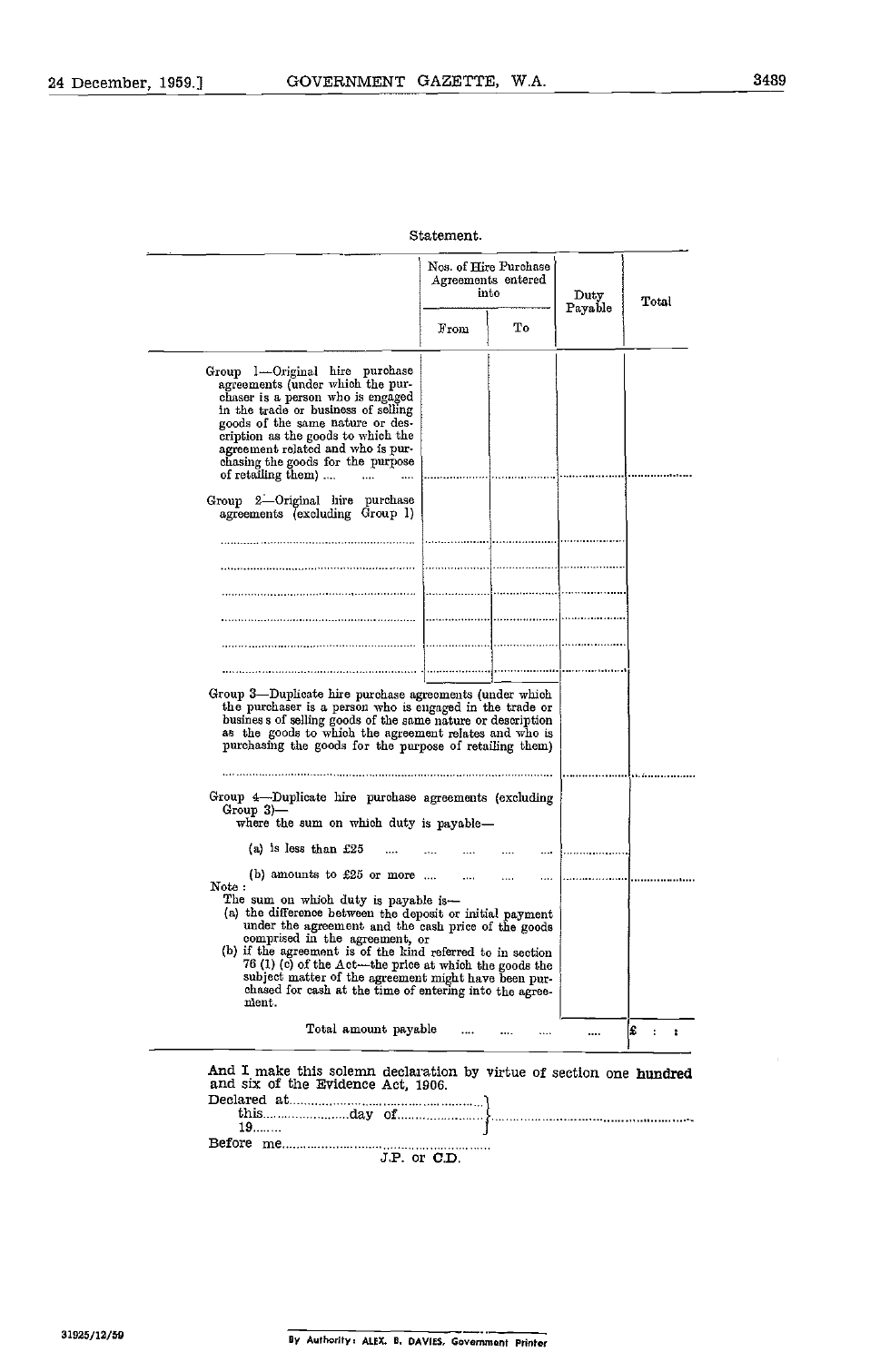Statement.

| | Nos. of Hire Purchase Agreements entered into | | Duty Payable | Total |
|---|---|---|---|---|
| | From | To | | |
| Group 1—Original hire purchase agreements (under which the purchaser is a person who is engaged in the trade or business of selling goods of the same nature or description as the goods to which the agreement related and who is purchasing the goods for the purpose of retailing them) .... .... .... | ........ | ........ | ........ | ........ |
| Group 2—Original hire purchase agreements (excluding Group 1) | | | | |
| ........................................ | ........ | ........ | ........ | |
| ........................................ | ........ | ........ | ........ | |
| ........................................ | ........ | ........ | ........ | |
| ........................................ | ........ | ........ | ........ | |
| ........................................ | ........ | ........ | ........ | |
| ........................................ | ........ | ........ | ........ | |
| Group 3—Duplicate hire purchase agreements (under which the purchaser is a person who is engaged in the trade or business of selling goods of the same nature or description as the goods to which the agreement relates and who is purchasing the goods for the purpose of retailing them) | | | | |
| ........................................ | | | ........ | ........ |
| Group 4—Duplicate hire purchase agreements (excluding Group 3)— where the sum on which duty is payable— | | | | |
| (a) is less than £25 .... .... .... .... .... | | | ........ | |
| (b) amounts to £25 or more .... .... .... .... | | | ........ | ........ |
| Note: The sum on which duty is payable is— (a) the difference between the deposit or initial payment under the agreement and the cash price of the goods comprised in the agreement, or (b) if the agreement is of the kind referred to in section 76 (1) (c) of the Act—the price at which the goods the subject matter of the agreement might have been purchased for cash at the time of entering into the agreement. | | | | |
| Total amount payable .... .... .... .... | | | | £ : : |

And I make this solemn declaration by virtue of section one **hundred** and six of the Evidence Act, 1906.

Declared at........................................
this....................day of....................
19........ } ........................................

Before me........................................
J.P. or C.D.

31925/12/59

By Authority: ALEX. B. DAVIES, Government Printer